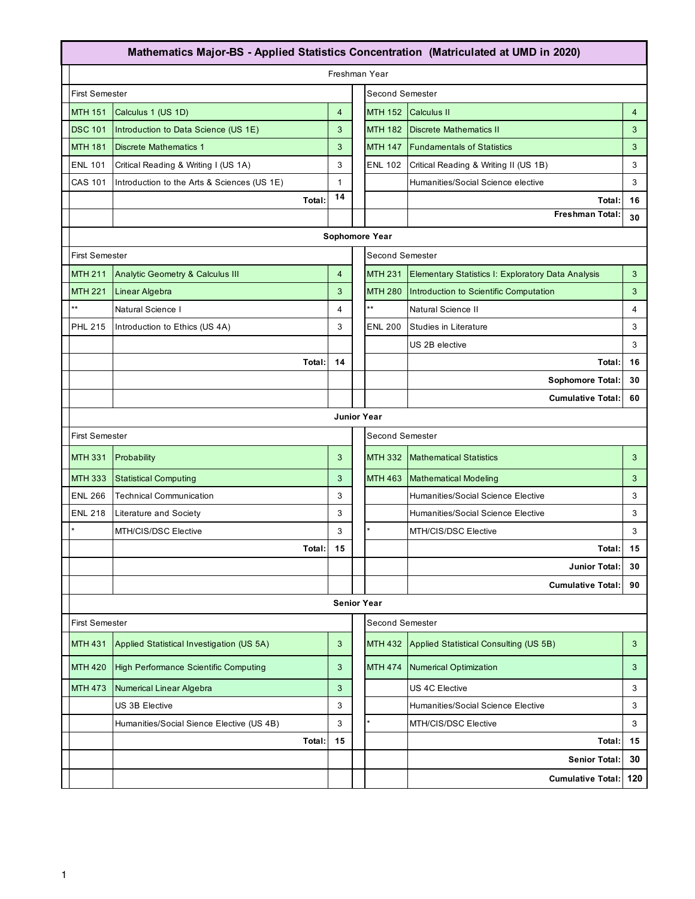# Mathematics Major-BS - Applied Statistics Concentration (Matriculated at UMD in 2020)

## Freshman Year

| First Semester | | | | Second Semester | | |
|---|---|---|---|---|---|---|
| MTH 151 | Calculus 1 (US 1D) | 4 | | MTH 152 | Calculus II | 4 |
| DSC 101 | Introduction to Data Science (US 1E) | 3 | | MTH 182 | Discrete Mathematics II | 3 |
| MTH 181 | Discrete Mathematics 1 | 3 | | MTH 147 | Fundamentals of Statistics | 3 |
| ENL 101 | Critical Reading & Writing I (US 1A) | 3 | | ENL 102 | Critical Reading & Writing II (US 1B) | 3 |
| CAS 101 | Introduction to the Arts & Sciences (US 1E) | 1 | | | Humanities/Social Science elective | 3 |
| | **Total:** | 14 | | | **Total:** | **16** |
| | | | | | **Freshman Total:** | **30** |

## Sophomore Year

| First Semester | | | | Second Semester | | |
|---|---|---|---|---|---|---|
| MTH 211 | Analytic Geometry & Calculus III | 4 | | MTH 231 | Elementary Statistics I: Exploratory Data Analysis | 3 |
| MTH 221 | Linear Algebra | 3 | | MTH 280 | Introduction to Scientific Computation | 3 |
| ** | Natural Science I | 4 | | ** | Natural Science II | 4 |
| PHL 215 | Introduction to Ethics (US 4A) | 3 | | ENL 200 | Studies in Literature | 3 |
| | | | | | US 2B elective | 3 |
| | **Total:** | **14** | | | **Total:** | **16** |
| | | | | | **Sophomore Total:** | **30** |
| | | | | | **Cumulative Total:** | **60** |

## Junior Year

| First Semester | | | | Second Semester | | |
|---|---|---|---|---|---|---|
| MTH 331 | Probability | 3 | | MTH 332 | Mathematical Statistics | 3 |
| MTH 333 | Statistical Computing | 3 | | MTH 463 | Mathematical Modeling | 3 |
| ENL 266 | Technical Communication | 3 | | | Humanities/Social Science Elective | 3 |
| ENL 218 | Literature and Society | 3 | | | Humanities/Social Science Elective | 3 |
| * | MTH/CIS/DSC Elective | 3 | | * | MTH/CIS/DSC Elective | 3 |
| | **Total:** | **15** | | | **Total:** | **15** |
| | | | | | **Junior Total:** | **30** |
| | | | | | **Cumulative Total:** | **90** |

## Senior Year

| First Semester | | | | Second Semester | | |
|---|---|---|---|---|---|---|
| MTH 431 | Applied Statistical Investigation (US 5A) | 3 | | MTH 432 | Applied Statistical Consulting (US 5B) | 3 |
| MTH 420 | High Performance Scientific Computing | 3 | | MTH 474 | Numerical Optimization | 3 |
| MTH 473 | Numerical Linear Algebra | 3 | | | US 4C Elective | 3 |
| | US 3B Elective | 3 | | | Humanities/Social Science Elective | 3 |
| | Humanities/Social Sience Elective (US 4B) | 3 | | * | MTH/CIS/DSC Elective | 3 |
| | **Total:** | **15** | | | **Total:** | **15** |
| | | | | | **Senior Total:** | **30** |
| | | | | | **Cumulative Total:** | **120** |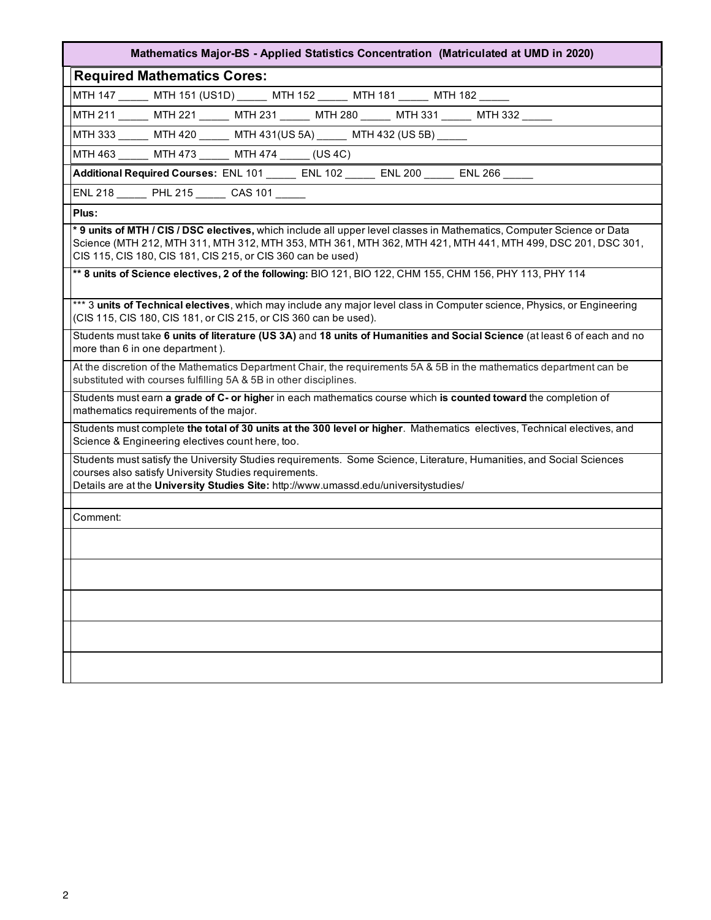## Mathematics Major-BS - Applied Statistics Concentration (Matriculated at UMD in 2020)

### Required Mathematics Cores:

MTH 147 _____ MTH 151 (US1D) _____ MTH 152 _____ MTH 181 _____ MTH 182 _____

MTH 211 _____ MTH 221 _____ MTH 231 _____ MTH 280 _____ MTH 331 _____ MTH 332 _____

MTH 333 _____ MTH 420 _____ MTH 431(US 5A) _____ MTH 432 (US 5B) _____

MTH 463 _____ MTH 473 _____ MTH 474 _____ (US 4C)

**Additional Required Courses:** ENL 101 _____ ENL 102 _____ ENL 200 _____ ENL 266 _____

ENL 218 _____ PHL 215 _____ CAS 101 _____

**Plus:**

**\* 9 units of MTH / CIS / DSC electives,** which include all upper level classes in Mathematics, Computer Science or Data Science (MTH 212, MTH 311, MTH 312, MTH 353, MTH 361, MTH 362, MTH 421, MTH 441, MTH 499, DSC 201, DSC 301, CIS 115, CIS 180, CIS 181, CIS 215, or CIS 360 can be used)

**\*\* 8 units of Science electives, 2 of the following:** BIO 121, BIO 122, CHM 155, CHM 156, PHY 113, PHY 114

\*\*\* 3 **units of Technical electives**, which may include any major level class in Computer science, Physics, or Engineering (CIS 115, CIS 180, CIS 181, or CIS 215, or CIS 360 can be used).

Students must take **6 units of literature (US 3A)** and **18 units of Humanities and Social Science** (at least 6 of each and no more than 6 in one department ).

At the discretion of the Mathematics Department Chair, the requirements 5A & 5B in the mathematics department can be substituted with courses fulfilling 5A & 5B in other disciplines.

Students must earn **a grade of C- or highe**r in each mathematics course which **is counted toward** the completion of mathematics requirements of the major.

Students must complete **the total of 30 units at the 300 level or higher**. Mathematics electives, Technical electives, and Science & Engineering electives count here, too.

Students must satisfy the University Studies requirements. Some Science, Literature, Humanities, and Social Sciences courses also satisfy University Studies requirements.
Details are at the **University Studies Site:** http://www.umassd.edu/universitystudies/

Comment: